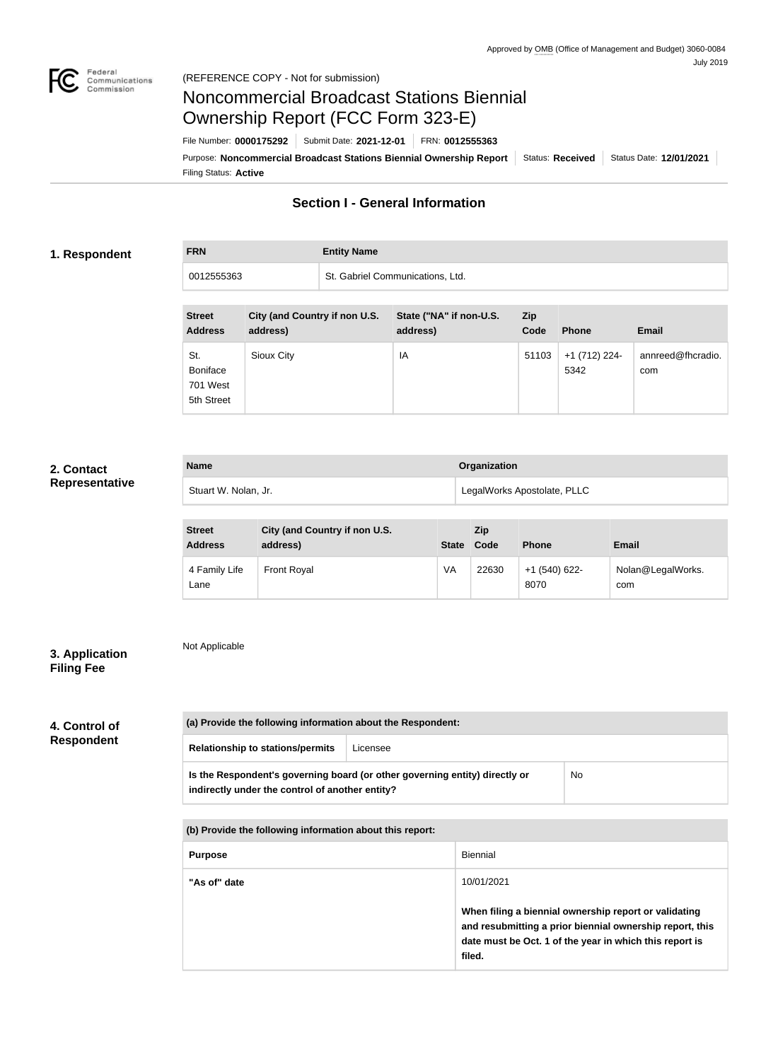Approved by OMB (Office of Management and Budget) 3060-0084
July 2019

Federal Communications Commission

(REFERENCE COPY - Not for submission)

# Noncommercial Broadcast Stations Biennial Ownership Report (FCC Form 323-E)

File Number: **0000175292** | Submit Date: **2021-12-01** | FRN: **0012555363**

Purpose: **Noncommercial Broadcast Stations Biennial Ownership Report** | Status: **Received** | Status Date: **12/01/2021**

Filing Status: **Active**

## Section I - General Information

### 1. Respondent

| FRN | Entity Name |
| --- | --- |
| 0012555363 | St. Gabriel Communications, Ltd. |

| Street Address | City (and Country if non U.S. address) | State ("NA" if non-U.S. address) | Zip Code | Phone | Email |
| --- | --- | --- | --- | --- | --- |
| St. Boniface 701 West 5th Street | Sioux City | IA | 51103 | +1 (712) 224-5342 | annreed@fhcradio.com |

### 2. Contact Representative

| Name | Organization |
| --- | --- |
| Stuart W. Nolan, Jr. | LegalWorks Apostolate, PLLC |

| Street Address | City (and Country if non U.S. address) | State | Zip Code | Phone | Email |
| --- | --- | --- | --- | --- | --- |
| 4 Family Life Lane | Front Royal | VA | 22630 | +1 (540) 622-8070 | Nolan@LegalWorks.com |

### 3. Application Filing Fee

Not Applicable

### 4. Control of Respondent

| (a) Provide the following information about the Respondent: | |
| --- | --- |
| Relationship to stations/permits | Licensee |
| **Is the Respondent's governing board (or other governing entity) directly or indirectly under the control of another entity?** | No |

| (b) Provide the following information about this report: | |
| --- | --- |
| **Purpose** | Biennial |
| **"As of" date** | 10/01/2021<br><br>**When filing a biennial ownership report or validating and resubmitting a prior biennial ownership report, this date must be Oct. 1 of the year in which this report is filed.** |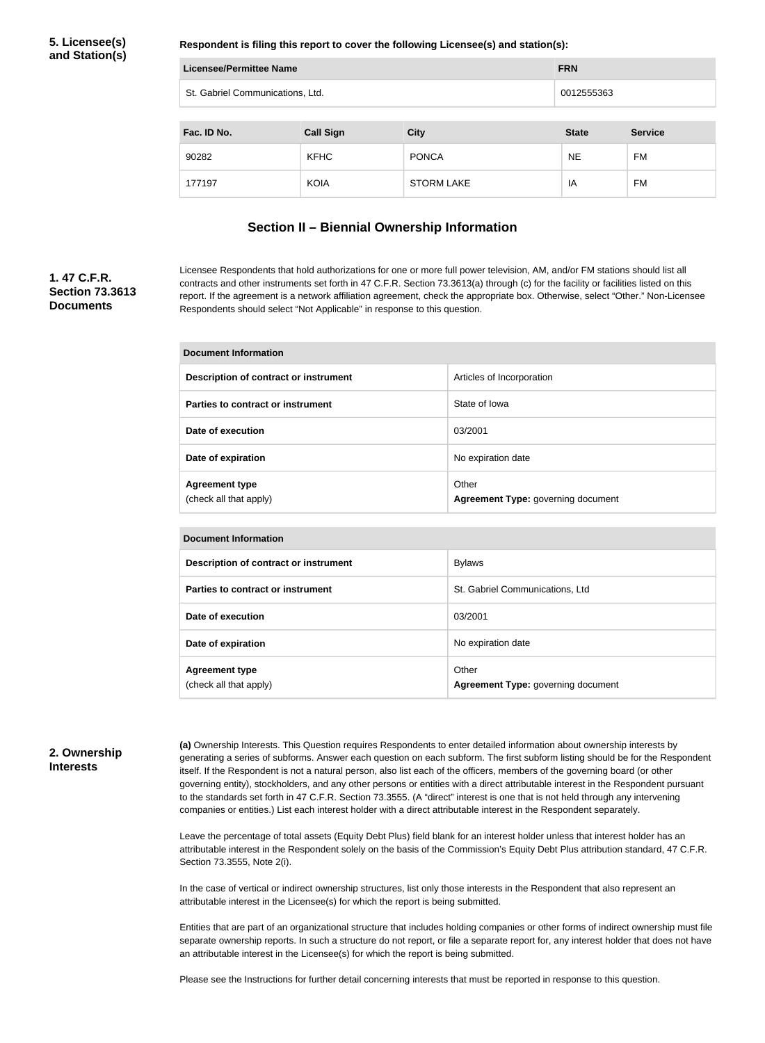### 5. Licensee(s) and Station(s)

**Respondent is filing this report to cover the following Licensee(s) and station(s):**

| Licensee/Permittee Name | FRN |
|---|---|
| St. Gabriel Communications, Ltd. | 0012555363 |

| Fac. ID No. | Call Sign | City | State | Service |
|---|---|---|---|---|
| 90282 | KFHC | PONCA | NE | FM |
| 177197 | KOIA | STORM LAKE | IA | FM |

## Section II – Biennial Ownership Information

### 1. 47 C.F.R. Section 73.3613 Documents

Licensee Respondents that hold authorizations for one or more full power television, AM, and/or FM stations should list all contracts and other instruments set forth in 47 C.F.R. Section 73.3613(a) through (c) for the facility or facilities listed on this report. If the agreement is a network affiliation agreement, check the appropriate box. Otherwise, select "Other." Non-Licensee Respondents should select "Not Applicable" in response to this question.

| Document Information | |
|---|---|
| **Description of contract or instrument** | Articles of Incorporation |
| **Parties to contract or instrument** | State of Iowa |
| **Date of execution** | 03/2001 |
| **Date of expiration** | No expiration date |
| **Agreement type** (check all that apply) | Other<br>**Agreement Type:** governing document |

| Document Information | |
|---|---|
| **Description of contract or instrument** | Bylaws |
| **Parties to contract or instrument** | St. Gabriel Communications, Ltd |
| **Date of execution** | 03/2001 |
| **Date of expiration** | No expiration date |
| **Agreement type** (check all that apply) | Other<br>**Agreement Type:** governing document |

### 2. Ownership Interests

**(a)** Ownership Interests. This Question requires Respondents to enter detailed information about ownership interests by generating a series of subforms. Answer each question on each subform. The first subform listing should be for the Respondent itself. If the Respondent is not a natural person, also list each of the officers, members of the governing board (or other governing entity), stockholders, and any other persons or entities with a direct attributable interest in the Respondent pursuant to the standards set forth in 47 C.F.R. Section 73.3555. (A "direct" interest is one that is not held through any intervening companies or entities.) List each interest holder with a direct attributable interest in the Respondent separately.

Leave the percentage of total assets (Equity Debt Plus) field blank for an interest holder unless that interest holder has an attributable interest in the Respondent solely on the basis of the Commission's Equity Debt Plus attribution standard, 47 C.F.R. Section 73.3555, Note 2(i).

In the case of vertical or indirect ownership structures, list only those interests in the Respondent that also represent an attributable interest in the Licensee(s) for which the report is being submitted.

Entities that are part of an organizational structure that includes holding companies or other forms of indirect ownership must file separate ownership reports. In such a structure do not report, or file a separate report for, any interest holder that does not have an attributable interest in the Licensee(s) for which the report is being submitted.

Please see the Instructions for further detail concerning interests that must be reported in response to this question.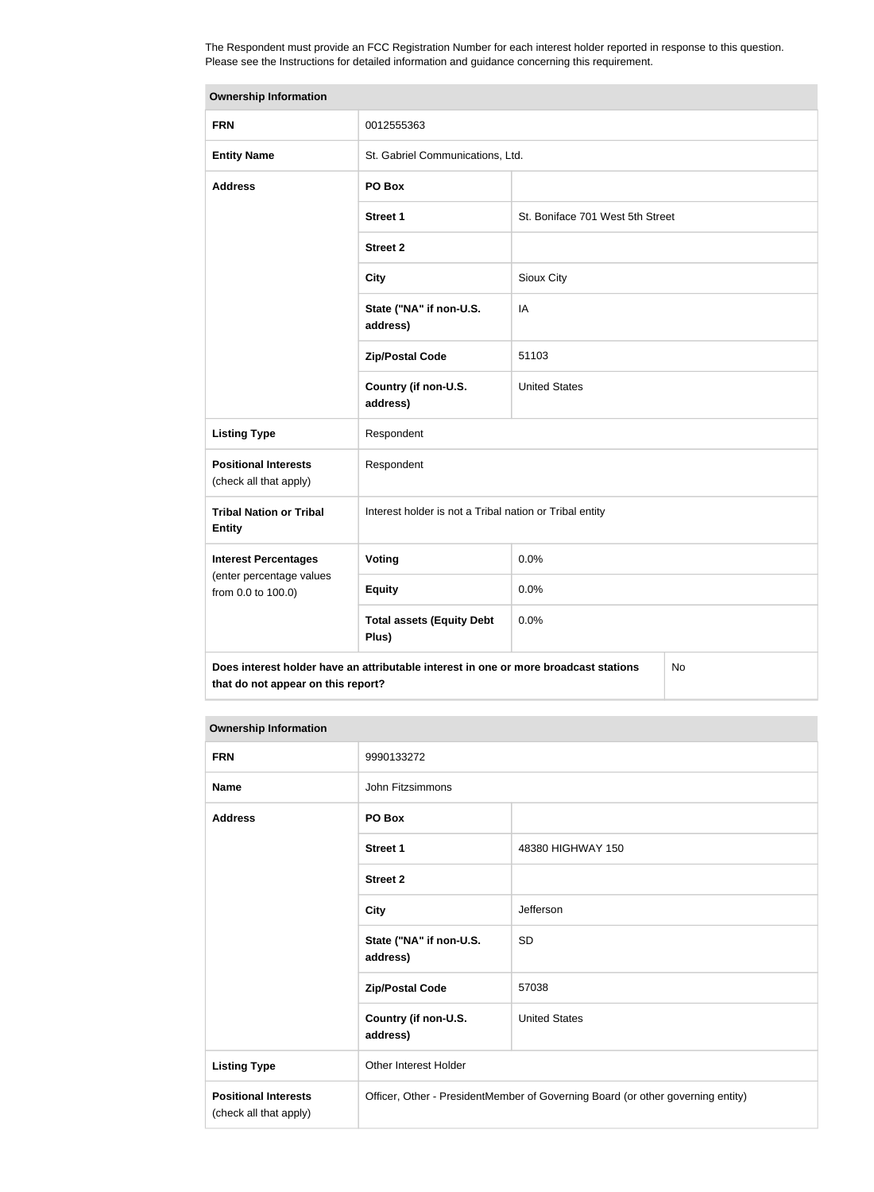The Respondent must provide an FCC Registration Number for each interest holder reported in response to this question. Please see the Instructions for detailed information and guidance concerning this requirement.

| Ownership Information | | |
|---|---|---|
| **FRN** | 0012555363 | |
| **Entity Name** | St. Gabriel Communications, Ltd. | |
| **Address** | **PO Box** | |
| | **Street 1** | St. Boniface 701 West 5th Street |
| | **Street 2** | |
| | **City** | Sioux City |
| | **State ("NA" if non-U.S. address)** | IA |
| | **Zip/Postal Code** | 51103 |
| | **Country (if non-U.S. address)** | United States |
| **Listing Type** | Respondent | |
| **Positional Interests** (check all that apply) | Respondent | |
| **Tribal Nation or Tribal Entity** | Interest holder is not a Tribal nation or Tribal entity | |
| **Interest Percentages** (enter percentage values from 0.0 to 100.0) | **Voting** | 0.0% |
| | **Equity** | 0.0% |
| | **Total assets (Equity Debt Plus)** | 0.0% |
| **Does interest holder have an attributable interest in one or more broadcast stations that do not appear on this report?** | | No |

| Ownership Information | | |
|---|---|---|
| **FRN** | 9990133272 | |
| **Name** | John Fitzsimmons | |
| **Address** | **PO Box** | |
| | **Street 1** | 48380 HIGHWAY 150 |
| | **Street 2** | |
| | **City** | Jefferson |
| | **State ("NA" if non-U.S. address)** | SD |
| | **Zip/Postal Code** | 57038 |
| | **Country (if non-U.S. address)** | United States |
| **Listing Type** | Other Interest Holder | |
| **Positional Interests** (check all that apply) | Officer, Other - PresidentMember of Governing Board (or other governing entity) | |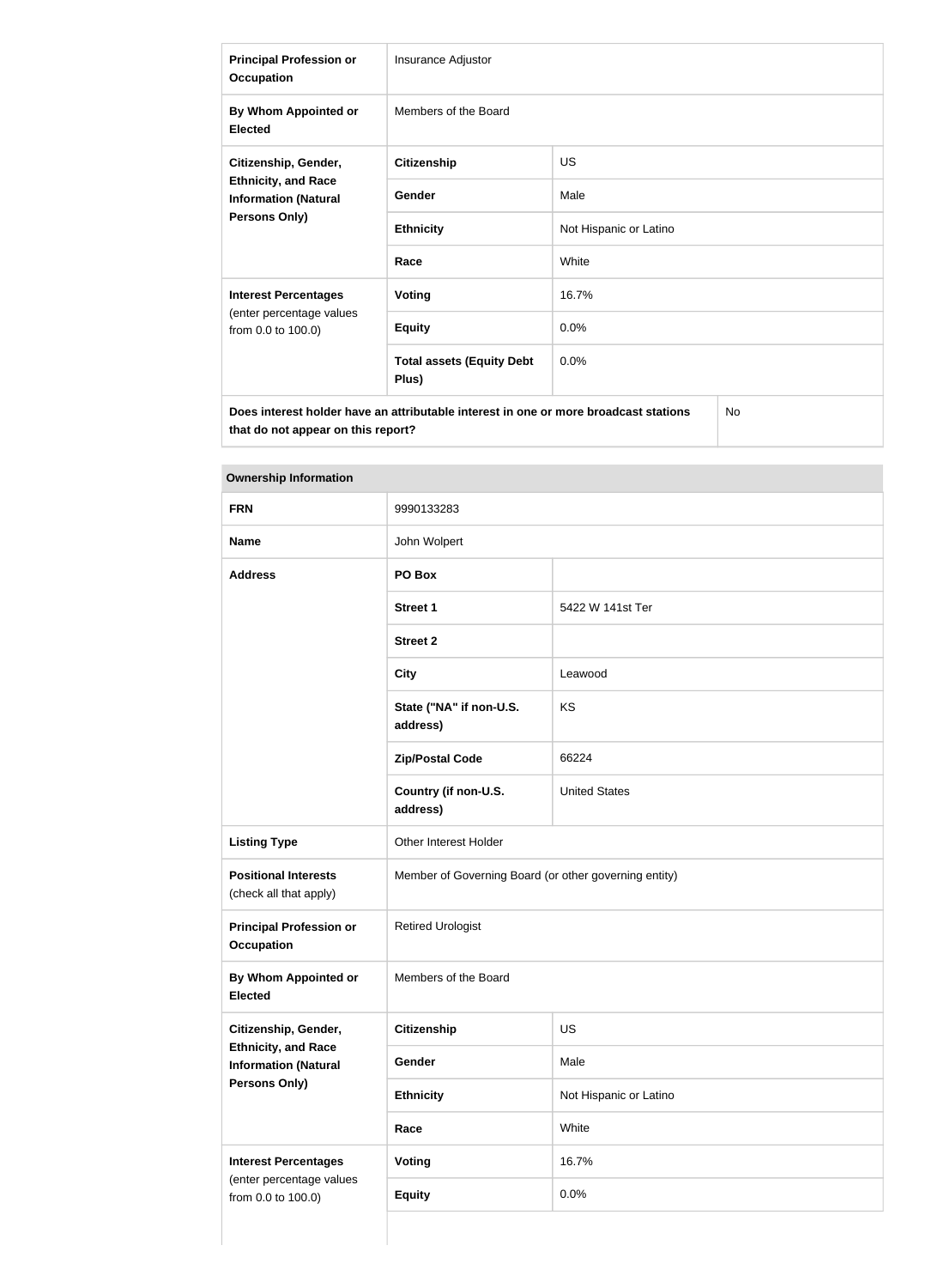| | | |
|---|---|---|
| **Principal Profession or Occupation** | Insurance Adjustor | |
| **By Whom Appointed or Elected** | Members of the Board | |
| **Citizenship, Gender, Ethnicity, and Race Information (Natural Persons Only)** | **Citizenship** | US |
| | **Gender** | Male |
| | **Ethnicity** | Not Hispanic or Latino |
| | **Race** | White |
| **Interest Percentages** (enter percentage values from 0.0 to 100.0) | **Voting** | 16.7% |
| | **Equity** | 0.0% |
| | **Total assets (Equity Debt Plus)** | 0.0% |
| **Does interest holder have an attributable interest in one or more broadcast stations that do not appear on this report?** | | No |

| **Ownership Information** | | |
|---|---|---|
| **FRN** | 9990133283 | |
| **Name** | John Wolpert | |
| **Address** | **PO Box** | |
| | **Street 1** | 5422 W 141st Ter |
| | **Street 2** | |
| | **City** | Leawood |
| | **State ("NA" if non-U.S. address)** | KS |
| | **Zip/Postal Code** | 66224 |
| | **Country (if non-U.S. address)** | United States |
| **Listing Type** | Other Interest Holder | |
| **Positional Interests** (check all that apply) | Member of Governing Board (or other governing entity) | |
| **Principal Profession or Occupation** | Retired Urologist | |
| **By Whom Appointed or Elected** | Members of the Board | |
| **Citizenship, Gender, Ethnicity, and Race Information (Natural Persons Only)** | **Citizenship** | US |
| | **Gender** | Male |
| | **Ethnicity** | Not Hispanic or Latino |
| | **Race** | White |
| **Interest Percentages** (enter percentage values from 0.0 to 100.0) | **Voting** | 16.7% |
| | **Equity** | 0.0% |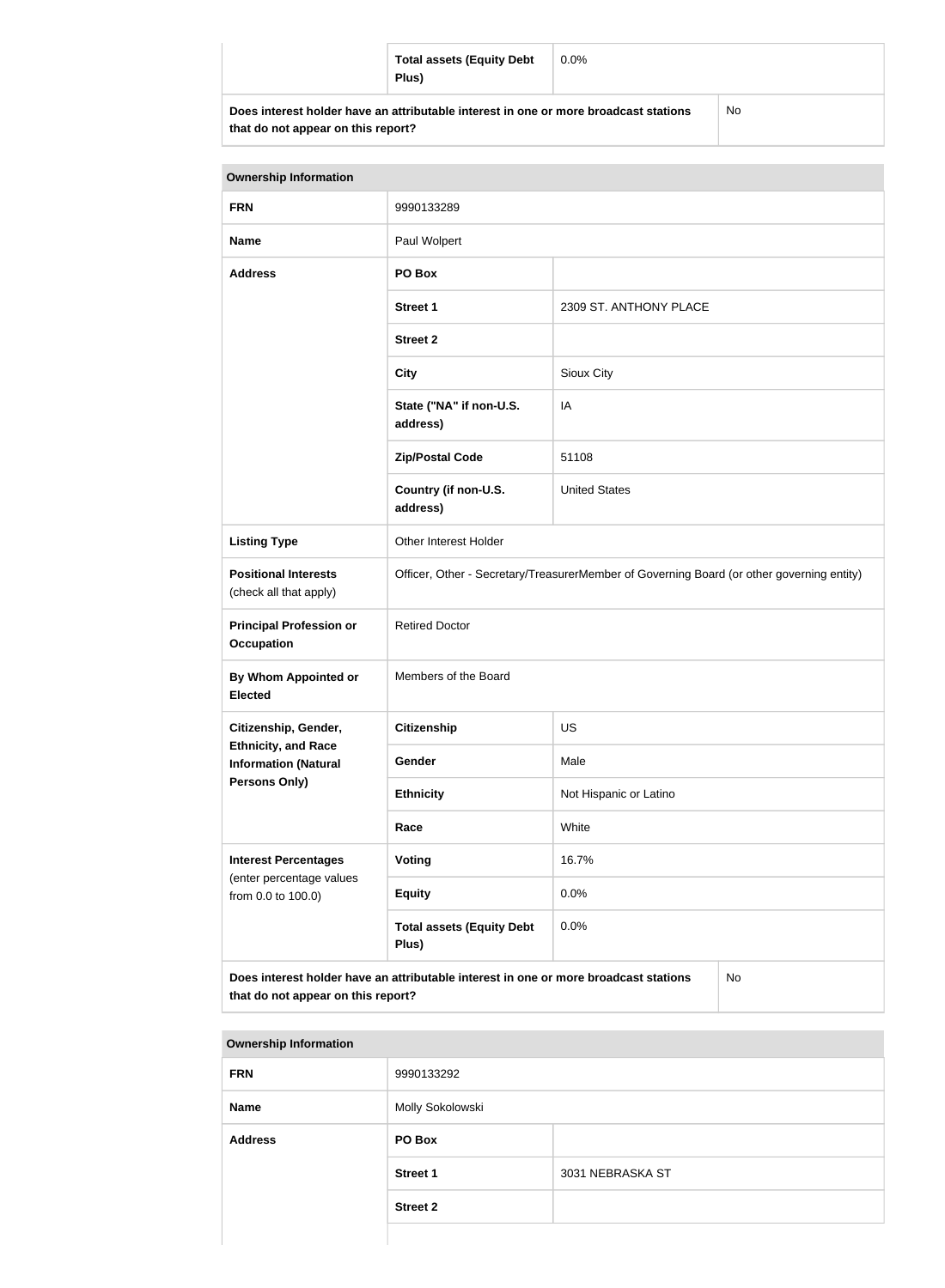| | Total assets (Equity Debt Plus) | 0.0% |
|---|---|---|
| **Does interest holder have an attributable interest in one or more broadcast stations that do not appear on this report?** | | No |

| Ownership Information | | |
|---|---|---|
| **FRN** | 9990133289 | |
| **Name** | Paul Wolpert | |
| **Address** | **PO Box** | |
| | **Street 1** | 2309 ST. ANTHONY PLACE |
| | **Street 2** | |
| | **City** | Sioux City |
| | **State ("NA" if non-U.S. address)** | IA |
| | **Zip/Postal Code** | 51108 |
| | **Country (if non-U.S. address)** | United States |
| **Listing Type** | Other Interest Holder | |
| **Positional Interests** (check all that apply) | Officer, Other - Secretary/TreasurerMember of Governing Board (or other governing entity) | |
| **Principal Profession or Occupation** | Retired Doctor | |
| **By Whom Appointed or Elected** | Members of the Board | |
| **Citizenship, Gender, Ethnicity, and Race Information (Natural Persons Only)** | **Citizenship** | US |
| | **Gender** | Male |
| | **Ethnicity** | Not Hispanic or Latino |
| | **Race** | White |
| **Interest Percentages** (enter percentage values from 0.0 to 100.0) | **Voting** | 16.7% |
| | **Equity** | 0.0% |
| | **Total assets (Equity Debt Plus)** | 0.0% |
| **Does interest holder have an attributable interest in one or more broadcast stations that do not appear on this report?** | | No |

| Ownership Information | | |
|---|---|---|
| **FRN** | 9990133292 | |
| **Name** | Molly Sokolowski | |
| **Address** | **PO Box** | |
| | **Street 1** | 3031 NEBRASKA ST |
| | **Street 2** | |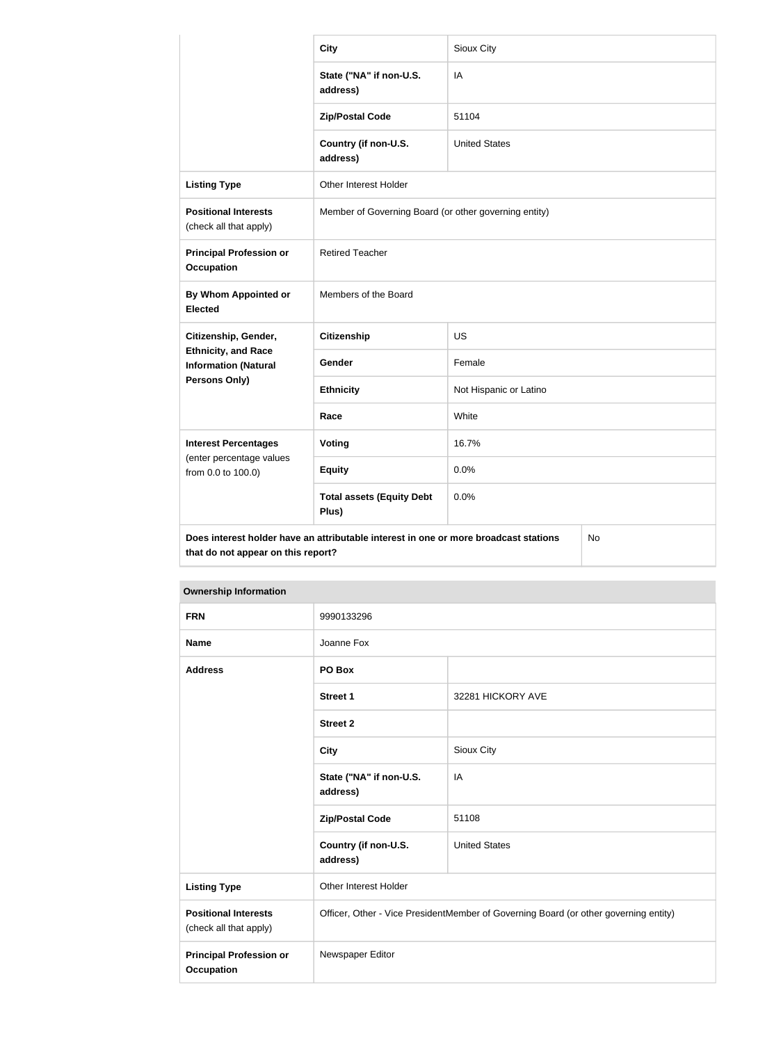| | | |
|---|---|---|
| | **City** | Sioux City |
| | **State ("NA" if non-U.S. address)** | IA |
| | **Zip/Postal Code** | 51104 |
| | **Country (if non-U.S. address)** | United States |
| **Listing Type** | Other Interest Holder | |
| **Positional Interests** (check all that apply) | Member of Governing Board (or other governing entity) | |
| **Principal Profession or Occupation** | Retired Teacher | |
| **By Whom Appointed or Elected** | Members of the Board | |
| **Citizenship, Gender, Ethnicity, and Race Information (Natural Persons Only)** | **Citizenship** | US |
| | **Gender** | Female |
| | **Ethnicity** | Not Hispanic or Latino |
| | **Race** | White |
| **Interest Percentages** (enter percentage values from 0.0 to 100.0) | **Voting** | 16.7% |
| | **Equity** | 0.0% |
| | **Total assets (Equity Debt Plus)** | 0.0% |
| **Does interest holder have an attributable interest in one or more broadcast stations that do not appear on this report?** | | No |

| **Ownership Information** | | |
|---|---|---|
| **FRN** | 9990133296 | |
| **Name** | Joanne Fox | |
| **Address** | **PO Box** | |
| | **Street 1** | 32281 HICKORY AVE |
| | **Street 2** | |
| | **City** | Sioux City |
| | **State ("NA" if non-U.S. address)** | IA |
| | **Zip/Postal Code** | 51108 |
| | **Country (if non-U.S. address)** | United States |
| **Listing Type** | Other Interest Holder | |
| **Positional Interests** (check all that apply) | Officer, Other - Vice PresidentMember of Governing Board (or other governing entity) | |
| **Principal Profession or Occupation** | Newspaper Editor | |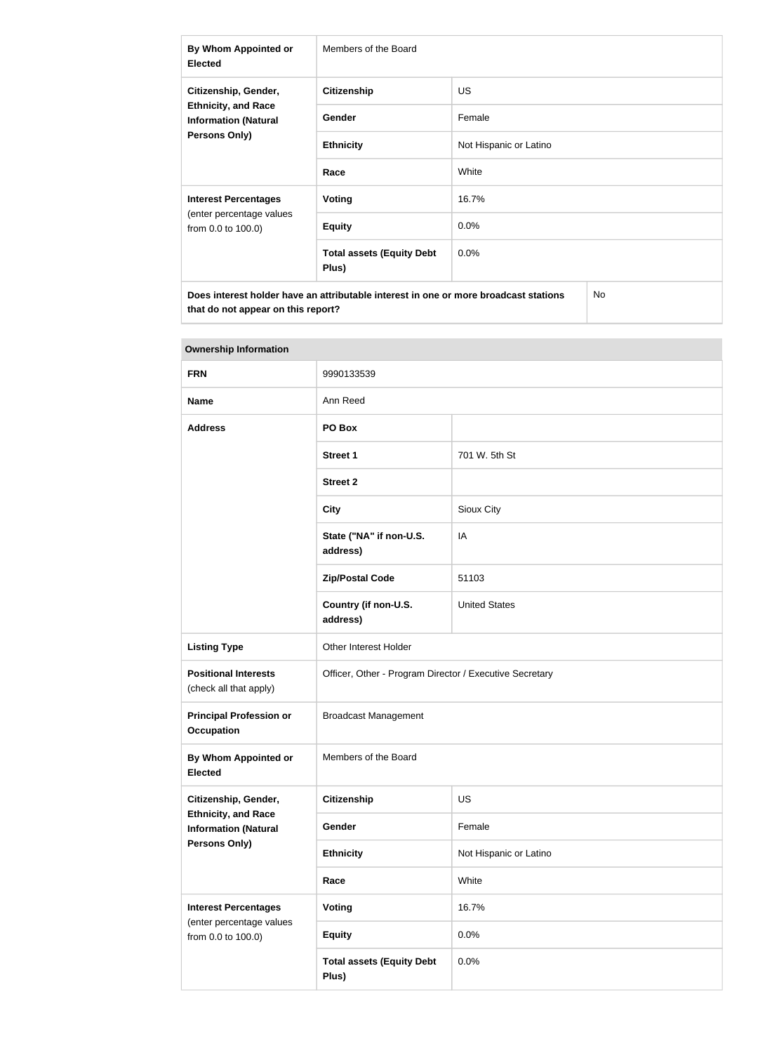| By Whom Appointed or Elected | Members of the Board | |
| --- | --- | --- |
| Citizenship, Gender, Ethnicity, and Race Information (Natural Persons Only) | Citizenship | US |
| | Gender | Female |
| | Ethnicity | Not Hispanic or Latino |
| | Race | White |
| Interest Percentages (enter percentage values from 0.0 to 100.0) | Voting | 16.7% |
| | Equity | 0.0% |
| | Total assets (Equity Debt Plus) | 0.0% |
| Does interest holder have an attributable interest in one or more broadcast stations that do not appear on this report? | | No |

| Ownership Information | | |
| --- | --- | --- |
| FRN | 9990133539 | |
| Name | Ann Reed | |
| Address | PO Box | |
| | Street 1 | 701 W. 5th St |
| | Street 2 | |
| | City | Sioux City |
| | State ("NA" if non-U.S. address) | IA |
| | Zip/Postal Code | 51103 |
| | Country (if non-U.S. address) | United States |
| Listing Type | Other Interest Holder | |
| Positional Interests (check all that apply) | Officer, Other - Program Director / Executive Secretary | |
| Principal Profession or Occupation | Broadcast Management | |
| By Whom Appointed or Elected | Members of the Board | |
| Citizenship, Gender, Ethnicity, and Race Information (Natural Persons Only) | Citizenship | US |
| | Gender | Female |
| | Ethnicity | Not Hispanic or Latino |
| | Race | White |
| Interest Percentages (enter percentage values from 0.0 to 100.0) | Voting | 16.7% |
| | Equity | 0.0% |
| | Total assets (Equity Debt Plus) | 0.0% |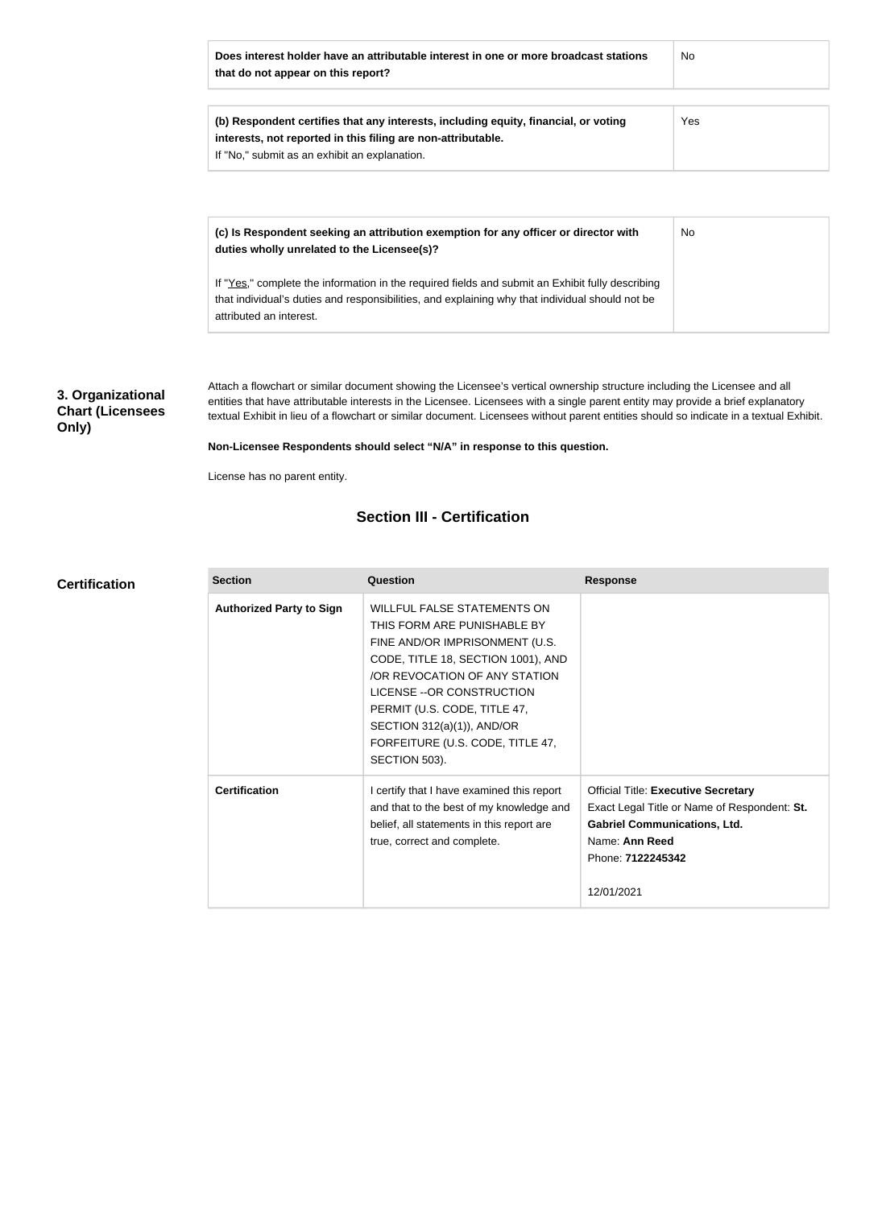| | |
|---|---|
| **Does interest holder have an attributable interest in one or more broadcast stations that do not appear on this report?** | No |

| | |
|---|---|
| **(b) Respondent certifies that any interests, including equity, financial, or voting interests, not reported in this filing are non-attributable.** If "No," submit as an exhibit an explanation. | Yes |

| | |
|---|---|
| **(c) Is Respondent seeking an attribution exemption for any officer or director with duties wholly unrelated to the Licensee(s)?** If "Yes," complete the information in the required fields and submit an Exhibit fully describing that individual's duties and responsibilities, and explaining why that individual should not be attributed an interest. | No |

### 3. Organizational Chart (Licensees Only)

Attach a flowchart or similar document showing the Licensee's vertical ownership structure including the Licensee and all entities that have attributable interests in the Licensee. Licensees with a single parent entity may provide a brief explanatory textual Exhibit in lieu of a flowchart or similar document. Licensees without parent entities should so indicate in a textual Exhibit.

**Non-Licensee Respondents should select "N/A" in response to this question.**

License has no parent entity.

## Section III - Certification

### Certification

| Section | Question | Response |
|---|---|---|
| **Authorized Party to Sign** | WILLFUL FALSE STATEMENTS ON THIS FORM ARE PUNISHABLE BY FINE AND/OR IMPRISONMENT (U.S. CODE, TITLE 18, SECTION 1001), AND /OR REVOCATION OF ANY STATION LICENSE --OR CONSTRUCTION PERMIT (U.S. CODE, TITLE 47, SECTION 312(a)(1)), AND/OR FORFEITURE (U.S. CODE, TITLE 47, SECTION 503). | |
| **Certification** | I certify that I have examined this report and that to the best of my knowledge and belief, all statements in this report are true, correct and complete. | Official Title: **Executive Secretary** Exact Legal Title or Name of Respondent: **St. Gabriel Communications, Ltd.** Name: **Ann Reed** Phone: **7122245342** 12/01/2021 |